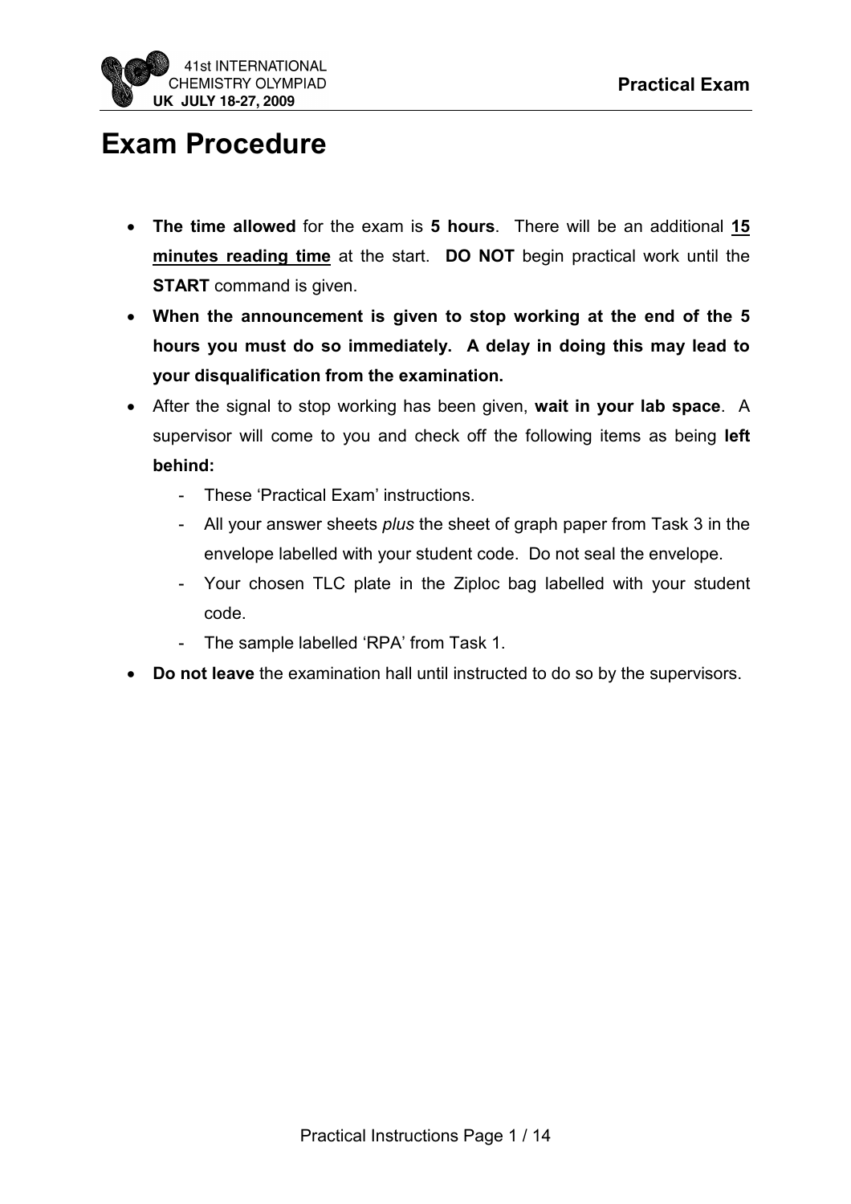# Exam Procedure

- **The time allowed** for the exam is **5 hours**. There will be an additional **<u>15 minutes reading time</u>** at the start. **DO NOT** begin practical work until the **START** command is given.
- **When the announcement is given to stop working at the end of the 5 hours you must do so immediately. A delay in doing this may lead to your disqualification from the examination.**
- After the signal to stop working has been given, **wait in your lab space**. A supervisor will come to you and check off the following items as being **left behind:**
  - These 'Practical Exam' instructions.
  - All your answer sheets *plus* the sheet of graph paper from Task 3 in the envelope labelled with your student code. Do not seal the envelope.
  - Your chosen TLC plate in the Ziploc bag labelled with your student code.
  - The sample labelled 'RPA' from Task 1.
- **Do not leave** the examination hall until instructed to do so by the supervisors.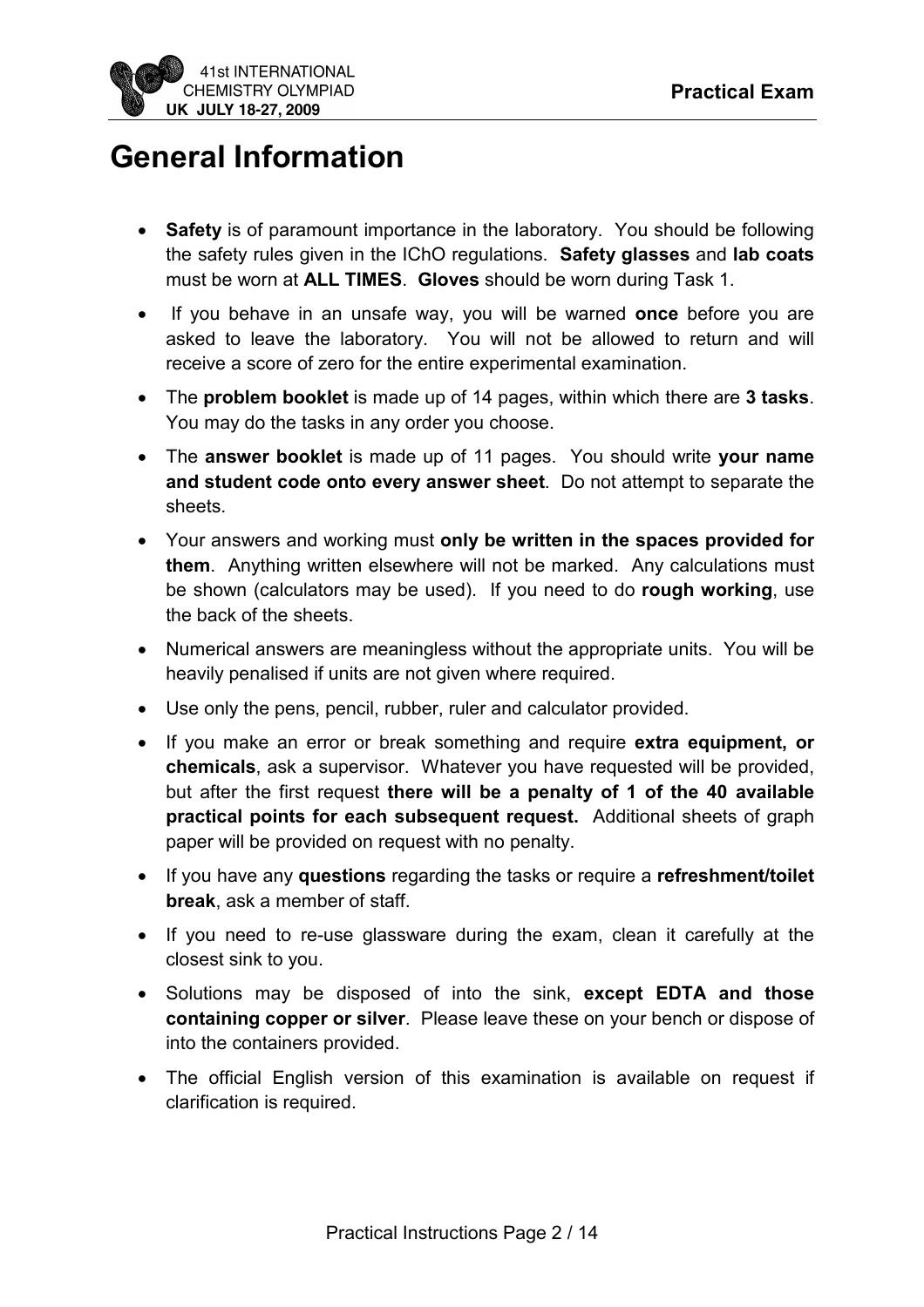# General Information

- **Safety** is of paramount importance in the laboratory. You should be following the safety rules given in the IChO regulations. **Safety glasses** and **lab coats** must be worn at **ALL TIMES**. **Gloves** should be worn during Task 1.
- If you behave in an unsafe way, you will be warned **once** before you are asked to leave the laboratory. You will not be allowed to return and will receive a score of zero for the entire experimental examination.
- The **problem booklet** is made up of 14 pages, within which there are **3 tasks**. You may do the tasks in any order you choose.
- The **answer booklet** is made up of 11 pages. You should write **your name and student code onto every answer sheet**. Do not attempt to separate the sheets.
- Your answers and working must **only be written in the spaces provided for them**. Anything written elsewhere will not be marked. Any calculations must be shown (calculators may be used). If you need to do **rough working**, use the back of the sheets.
- Numerical answers are meaningless without the appropriate units. You will be heavily penalised if units are not given where required.
- Use only the pens, pencil, rubber, ruler and calculator provided.
- If you make an error or break something and require **extra equipment, or chemicals**, ask a supervisor. Whatever you have requested will be provided, but after the first request **there will be a penalty of 1 of the 40 available practical points for each subsequent request.** Additional sheets of graph paper will be provided on request with no penalty.
- If you have any **questions** regarding the tasks or require a **refreshment/toilet break**, ask a member of staff.
- If you need to re-use glassware during the exam, clean it carefully at the closest sink to you.
- Solutions may be disposed of into the sink, **except EDTA and those containing copper or silver**. Please leave these on your bench or dispose of into the containers provided.
- The official English version of this examination is available on request if clarification is required.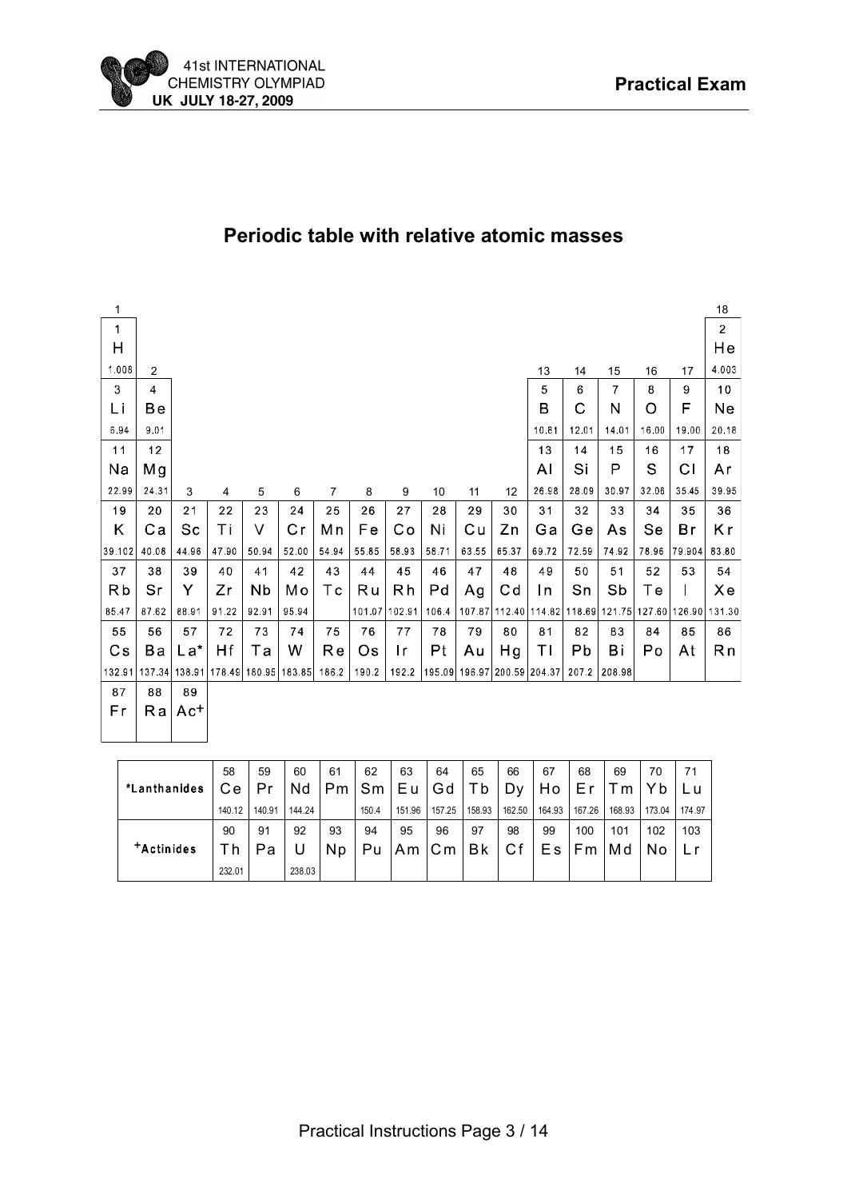## Periodic table with relative atomic masses

| 1 | | | | | | | | | | | | | | | | | 18 |
|---|---|---|---|---|---|---|---|---|---|---|---|---|---|---|---|---|---|
| 1<br>H<br>1.008 | 2 | | | | | | | | | | | 13 | 14 | 15 | 16 | 17 | 2<br>He<br>4.003 |
| 3<br>Li<br>6.94 | 4<br>Be<br>9.01 | | | | | | | | | | | 5<br>B<br>10.81 | 6<br>C<br>12.01 | 7<br>N<br>14.01 | 8<br>O<br>16.00 | 9<br>F<br>19.00 | 10<br>Ne<br>20.18 |
| 11<br>Na<br>22.99 | 12<br>Mg<br>24.31 | 3 | 4 | 5 | 6 | 7 | 8 | 9 | 10 | 11 | 12 | 13<br>Al<br>26.98 | 14<br>Si<br>28.09 | 15<br>P<br>30.97 | 16<br>S<br>32.06 | 17<br>Cl<br>35.45 | 18<br>Ar<br>39.95 |
| 19<br>K<br>39.102 | 20<br>Ca<br>40.08 | 21<br>Sc<br>44.96 | 22<br>Ti<br>47.90 | 23<br>V<br>50.94 | 24<br>Cr<br>52.00 | 25<br>Mn<br>54.94 | 26<br>Fe<br>55.85 | 27<br>Co<br>58.93 | 28<br>Ni<br>58.71 | 29<br>Cu<br>63.55 | 30<br>Zn<br>65.37 | 31<br>Ga<br>69.72 | 32<br>Ge<br>72.59 | 33<br>As<br>74.92 | 34<br>Se<br>78.96 | 35<br>Br<br>79.904 | 36<br>Kr<br>83.80 |
| 37<br>Rb<br>85.47 | 38<br>Sr<br>87.62 | 39<br>Y<br>88.91 | 40<br>Zr<br>91.22 | 41<br>Nb<br>92.91 | 42<br>Mo<br>95.94 | 43<br>Tc | 44<br>Ru<br>101.07 | 45<br>Rh<br>102.91 | 46<br>Pd<br>106.4 | 47<br>Ag<br>107.87 | 48<br>Cd<br>112.40 | 49<br>In<br>114.82 | 50<br>Sn<br>118.69 | 51<br>Sb<br>121.75 | 52<br>Te<br>127.60 | 53<br>I<br>126.90 | 54<br>Xe<br>131.30 |
| 55<br>Cs<br>132.91 | 56<br>Ba<br>137.34 | 57<br>La*<br>138.91 | 72<br>Hf<br>178.49 | 73<br>Ta<br>180.95 | 74<br>W<br>183.85 | 75<br>Re<br>186.2 | 76<br>Os<br>190.2 | 77<br>Ir<br>192.2 | 78<br>Pt<br>195.09 | 79<br>Au<br>196.97 | 80<br>Hg<br>200.59 | 81<br>Tl<br>204.37 | 82<br>Pb<br>207.2 | 83<br>Bi<br>208.98 | 84<br>Po | 85<br>At | 86<br>Rn |
| 87<br>Fr | 88<br>Ra | 89<br>Ac$^{+}$ | | | | | | | | | | | | | | | |

| | | | | | | | | | | | | | | |
|---|---|---|---|---|---|---|---|---|---|---|---|---|---|---|
| *Lanthanides | 58<br>Ce<br>140.12 | 59<br>Pr<br>140.91 | 60<br>Nd<br>144.24 | 61<br>Pm | 62<br>Sm<br>150.4 | 63<br>Eu<br>151.96 | 64<br>Gd<br>157.25 | 65<br>Tb<br>158.93 | 66<br>Dy<br>162.50 | 67<br>Ho<br>164.93 | 68<br>Er<br>167.26 | 69<br>Tm<br>168.93 | 70<br>Yb<br>173.04 | 71<br>Lu<br>174.97 |
| $^{+}$Actinides | 90<br>Th<br>232.01 | 91<br>Pa | 92<br>U<br>238.03 | 93<br>Np | 94<br>Pu | 95<br>Am | 96<br>Cm | 97<br>Bk | 98<br>Cf | 99<br>Es | 100<br>Fm | 101<br>Md | 102<br>No | 103<br>Lr |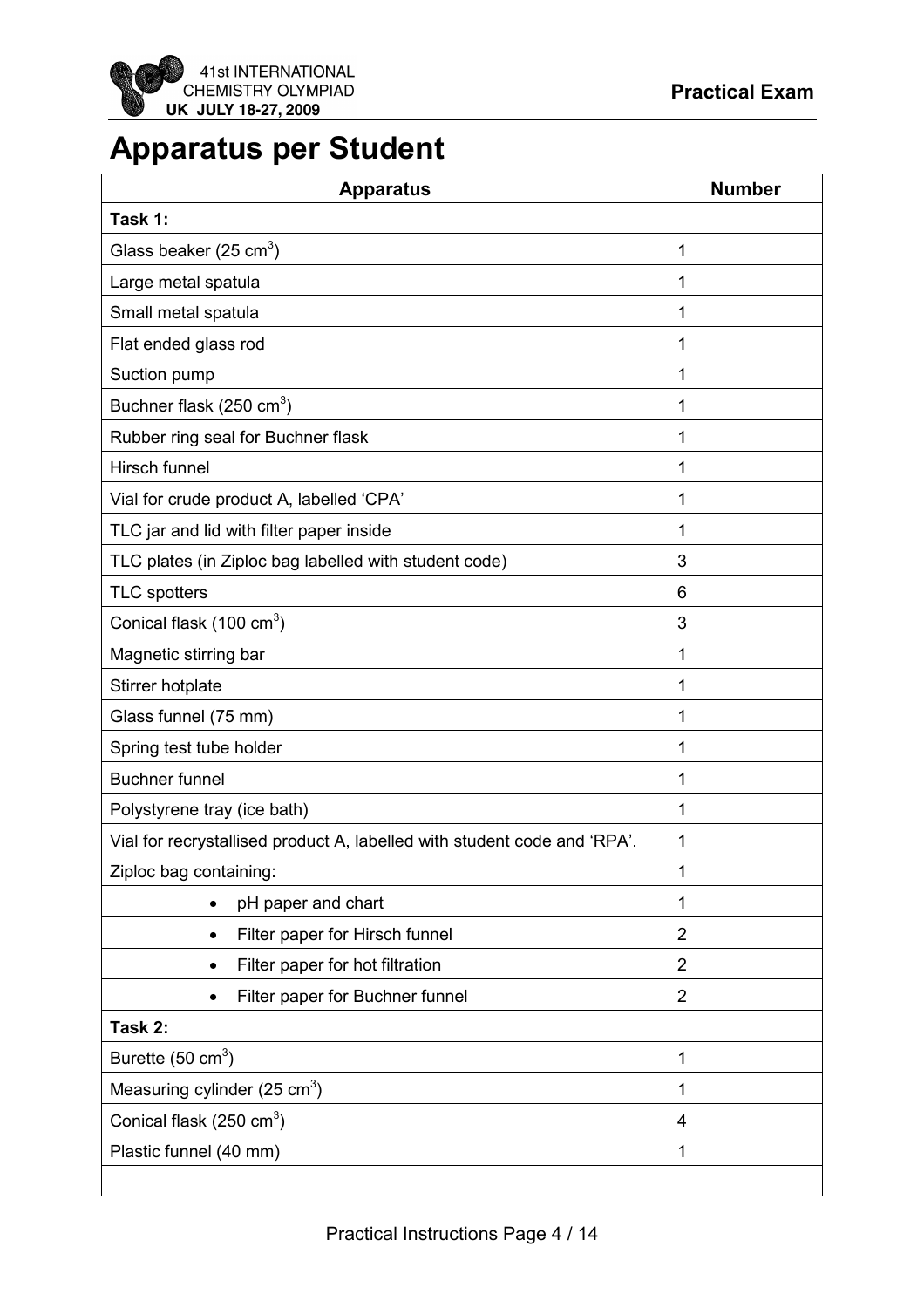# Apparatus per Student

| Apparatus | Number |
|---|---|
| **Task 1:** | |
| Glass beaker (25 $cm^3$) | 1 |
| Large metal spatula | 1 |
| Small metal spatula | 1 |
| Flat ended glass rod | 1 |
| Suction pump | 1 |
| Buchner flask (250 $cm^3$) | 1 |
| Rubber ring seal for Buchner flask | 1 |
| Hirsch funnel | 1 |
| Vial for crude product A, labelled 'CPA' | 1 |
| TLC jar and lid with filter paper inside | 1 |
| TLC plates (in Ziploc bag labelled with student code) | 3 |
| TLC spotters | 6 |
| Conical flask (100 $cm^3$) | 3 |
| Magnetic stirring bar | 1 |
| Stirrer hotplate | 1 |
| Glass funnel (75 mm) | 1 |
| Spring test tube holder | 1 |
| Buchner funnel | 1 |
| Polystyrene tray (ice bath) | 1 |
| Vial for recrystallised product A, labelled with student code and 'RPA'. | 1 |
| Ziploc bag containing: | 1 |
| • pH paper and chart | 1 |
| • Filter paper for Hirsch funnel | 2 |
| • Filter paper for hot filtration | 2 |
| • Filter paper for Buchner funnel | 2 |
| **Task 2:** | |
| Burette (50 $cm^3$) | 1 |
| Measuring cylinder (25 $cm^3$) | 1 |
| Conical flask (250 $cm^3$) | 4 |
| Plastic funnel (40 mm) | 1 |
| | |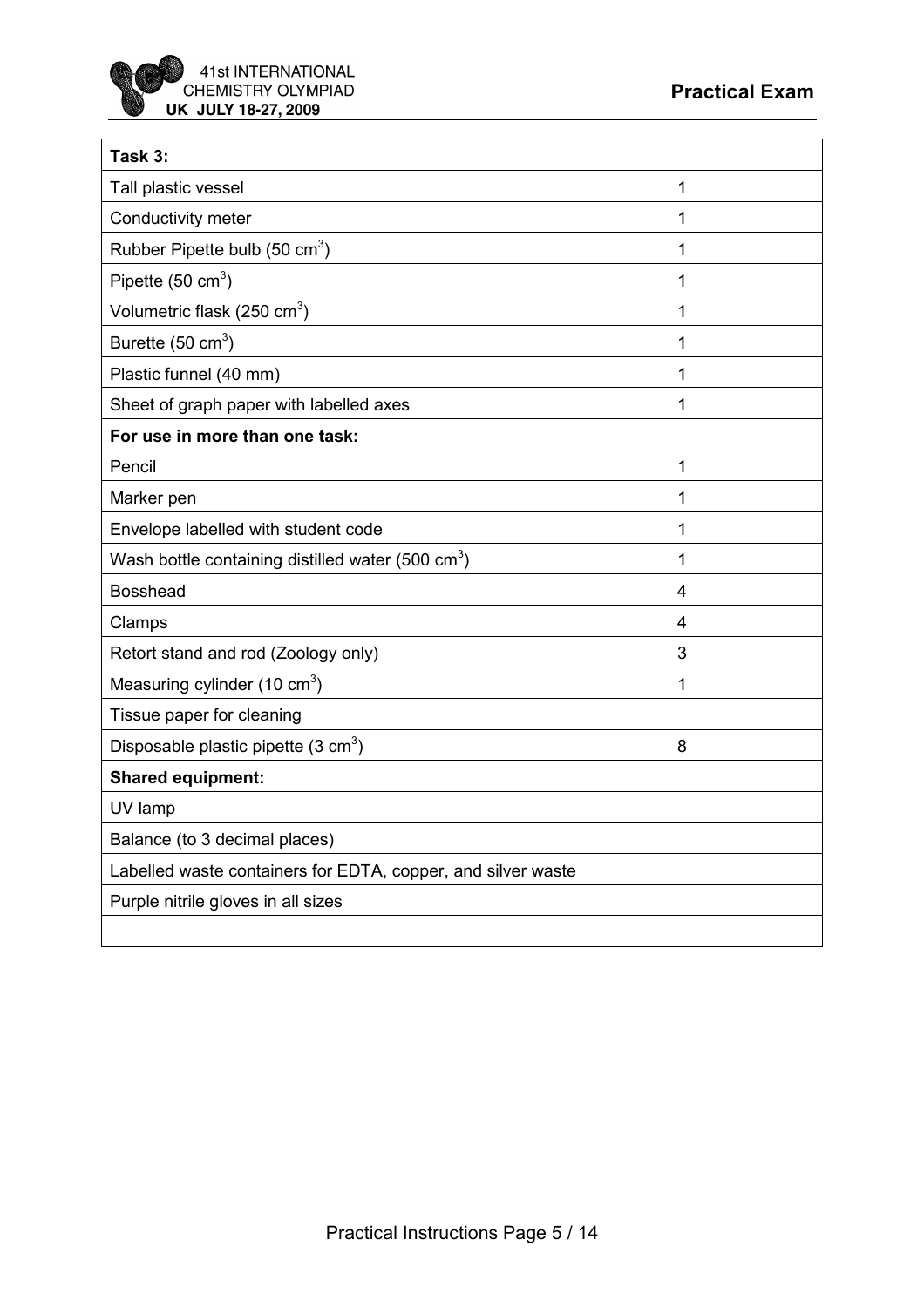| Task 3: | |
|---|---|
| Tall plastic vessel | 1 |
| Conductivity meter | 1 |
| Rubber Pipette bulb (50 $cm^3$) | 1 |
| Pipette (50 $cm^3$) | 1 |
| Volumetric flask (250 $cm^3$) | 1 |
| Burette (50 $cm^3$) | 1 |
| Plastic funnel (40 mm) | 1 |
| Sheet of graph paper with labelled axes | 1 |
| **For use in more than one task:** | |
| Pencil | 1 |
| Marker pen | 1 |
| Envelope labelled with student code | 1 |
| Wash bottle containing distilled water (500 $cm^3$) | 1 |
| Bosshead | 4 |
| Clamps | 4 |
| Retort stand and rod (Zoology only) | 3 |
| Measuring cylinder (10 $cm^3$) | 1 |
| Tissue paper for cleaning | |
| Disposable plastic pipette (3 $cm^3$) | 8 |
| **Shared equipment:** | |
| UV lamp | |
| Balance (to 3 decimal places) | |
| Labelled waste containers for EDTA, copper, and silver waste | |
| Purple nitrile gloves in all sizes | |
| | |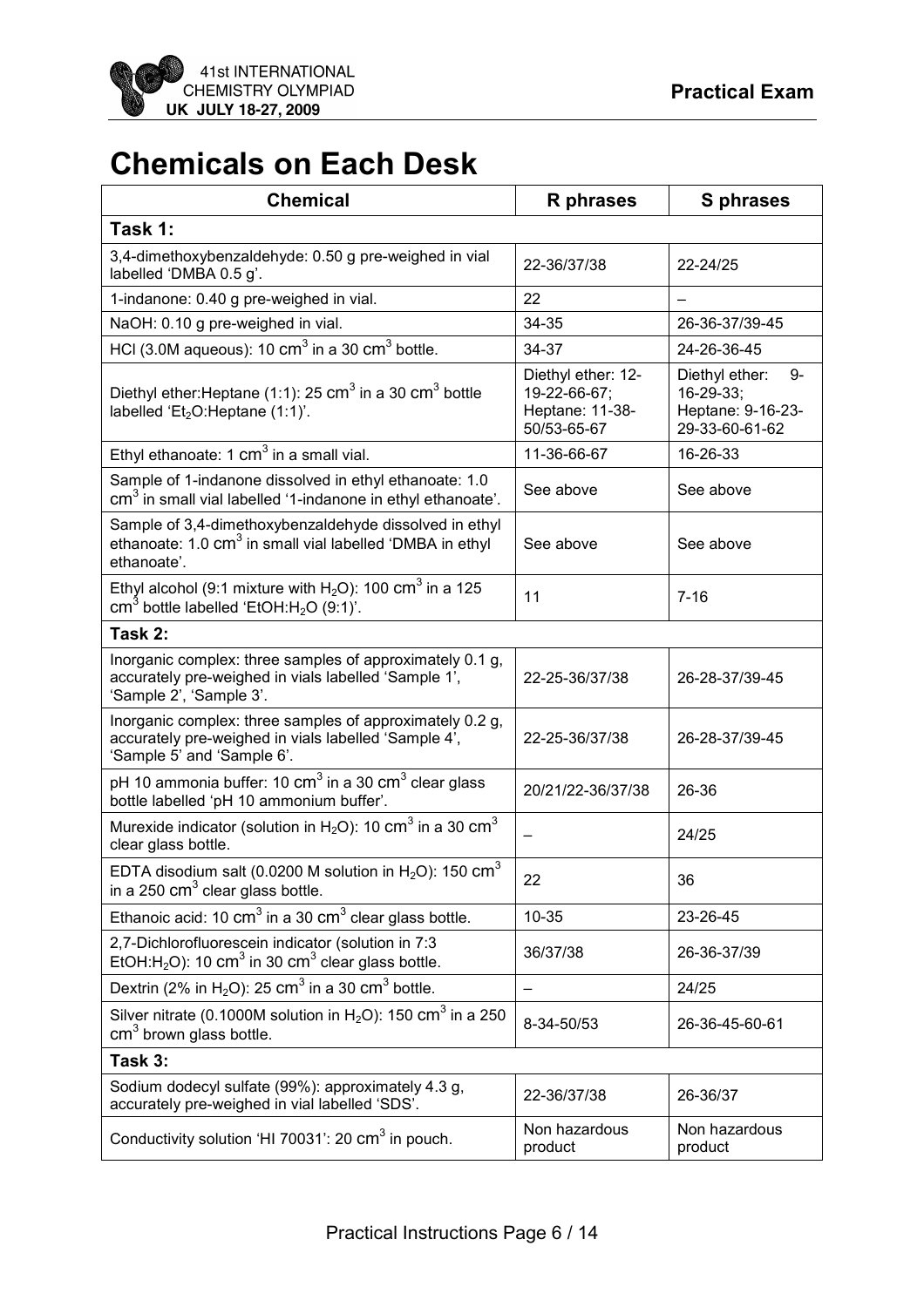# Chemicals on Each Desk

| Chemical | R phrases | S phrases |
|---|---|---|
| **Task 1:** | | |
| 3,4-dimethoxybenzaldehyde: 0.50 g pre-weighed in vial labelled 'DMBA 0.5 g'. | 22-36/37/38 | 22-24/25 |
| 1-indanone: 0.40 g pre-weighed in vial. | 22 | – |
| NaOH: 0.10 g pre-weighed in vial. | 34-35 | 26-36-37/39-45 |
| HCl (3.0M aqueous): 10 $cm^3$ in a 30 $cm^3$ bottle. | 34-37 | 24-26-36-45 |
| Diethyl ether:Heptane (1:1): 25 $cm^3$ in a 30 $cm^3$ bottle labelled '$Et_2O$:Heptane (1:1)'. | Diethyl ether: 12-19-22-66-67; Heptane: 11-38-50/53-65-67 | Diethyl ether: 9-16-29-33; Heptane: 9-16-23-29-33-60-61-62 |
| Ethyl ethanoate: 1 $cm^3$ in a small vial. | 11-36-66-67 | 16-26-33 |
| Sample of 1-indanone dissolved in ethyl ethanoate: 1.0 $cm^3$ in small vial labelled '1-indanone in ethyl ethanoate'. | See above | See above |
| Sample of 3,4-dimethoxybenzaldehyde dissolved in ethyl ethanoate: 1.0 $cm^3$ in small vial labelled 'DMBA in ethyl ethanoate'. | See above | See above |
| Ethyl alcohol (9:1 mixture with $H_2O$): 100 $cm^3$ in a 125 $cm^3$ bottle labelled 'EtOH:$H_2O$ (9:1)'. | 11 | 7-16 |
| **Task 2:** | | |
| Inorganic complex: three samples of approximately 0.1 g, accurately pre-weighed in vials labelled 'Sample 1', 'Sample 2', 'Sample 3'. | 22-25-36/37/38 | 26-28-37/39-45 |
| Inorganic complex: three samples of approximately 0.2 g, accurately pre-weighed in vials labelled 'Sample 4', 'Sample 5' and 'Sample 6'. | 22-25-36/37/38 | 26-28-37/39-45 |
| pH 10 ammonia buffer: 10 $cm^3$ in a 30 $cm^3$ clear glass bottle labelled 'pH 10 ammonium buffer'. | 20/21/22-36/37/38 | 26-36 |
| Murexide indicator (solution in $H_2O$): 10 $cm^3$ in a 30 $cm^3$ clear glass bottle. | – | 24/25 |
| EDTA disodium salt (0.0200 M solution in $H_2O$): 150 $cm^3$ in a 250 $cm^3$ clear glass bottle. | 22 | 36 |
| Ethanoic acid: 10 $cm^3$ in a 30 $cm^3$ clear glass bottle. | 10-35 | 23-26-45 |
| 2,7-Dichlorofluorescein indicator (solution in 7:3 EtOH:$H_2O$): 10 $cm^3$ in 30 $cm^3$ clear glass bottle. | 36/37/38 | 26-36-37/39 |
| Dextrin (2% in $H_2O$): 25 $cm^3$ in a 30 $cm^3$ bottle. | – | 24/25 |
| Silver nitrate (0.1000M solution in $H_2O$): 150 $cm^3$ in a 250 $cm^3$ brown glass bottle. | 8-34-50/53 | 26-36-45-60-61 |
| **Task 3:** | | |
| Sodium dodecyl sulfate (99%): approximately 4.3 g, accurately pre-weighed in vial labelled 'SDS'. | 22-36/37/38 | 26-36/37 |
| Conductivity solution 'HI 70031': 20 $cm^3$ in pouch. | Non hazardous product | Non hazardous product |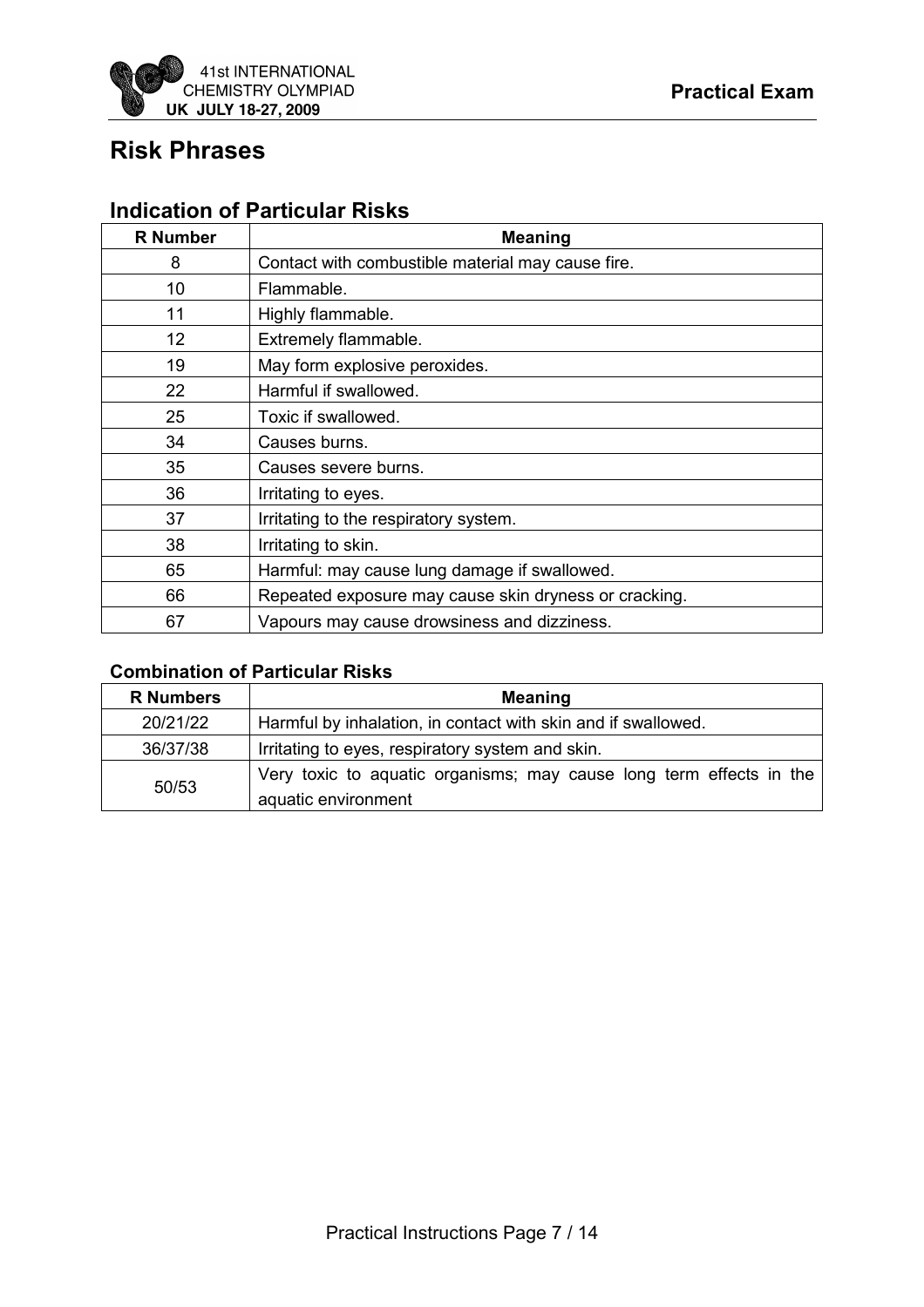# Risk Phrases

## Indication of Particular Risks

| R Number | Meaning |
|---|---|
| 8 | Contact with combustible material may cause fire. |
| 10 | Flammable. |
| 11 | Highly flammable. |
| 12 | Extremely flammable. |
| 19 | May form explosive peroxides. |
| 22 | Harmful if swallowed. |
| 25 | Toxic if swallowed. |
| 34 | Causes burns. |
| 35 | Causes severe burns. |
| 36 | Irritating to eyes. |
| 37 | Irritating to the respiratory system. |
| 38 | Irritating to skin. |
| 65 | Harmful: may cause lung damage if swallowed. |
| 66 | Repeated exposure may cause skin dryness or cracking. |
| 67 | Vapours may cause drowsiness and dizziness. |

### Combination of Particular Risks

| R Numbers | Meaning |
|---|---|
| 20/21/22 | Harmful by inhalation, in contact with skin and if swallowed. |
| 36/37/38 | Irritating to eyes, respiratory system and skin. |
| 50/53 | Very toxic to aquatic organisms; may cause long term effects in the aquatic environment |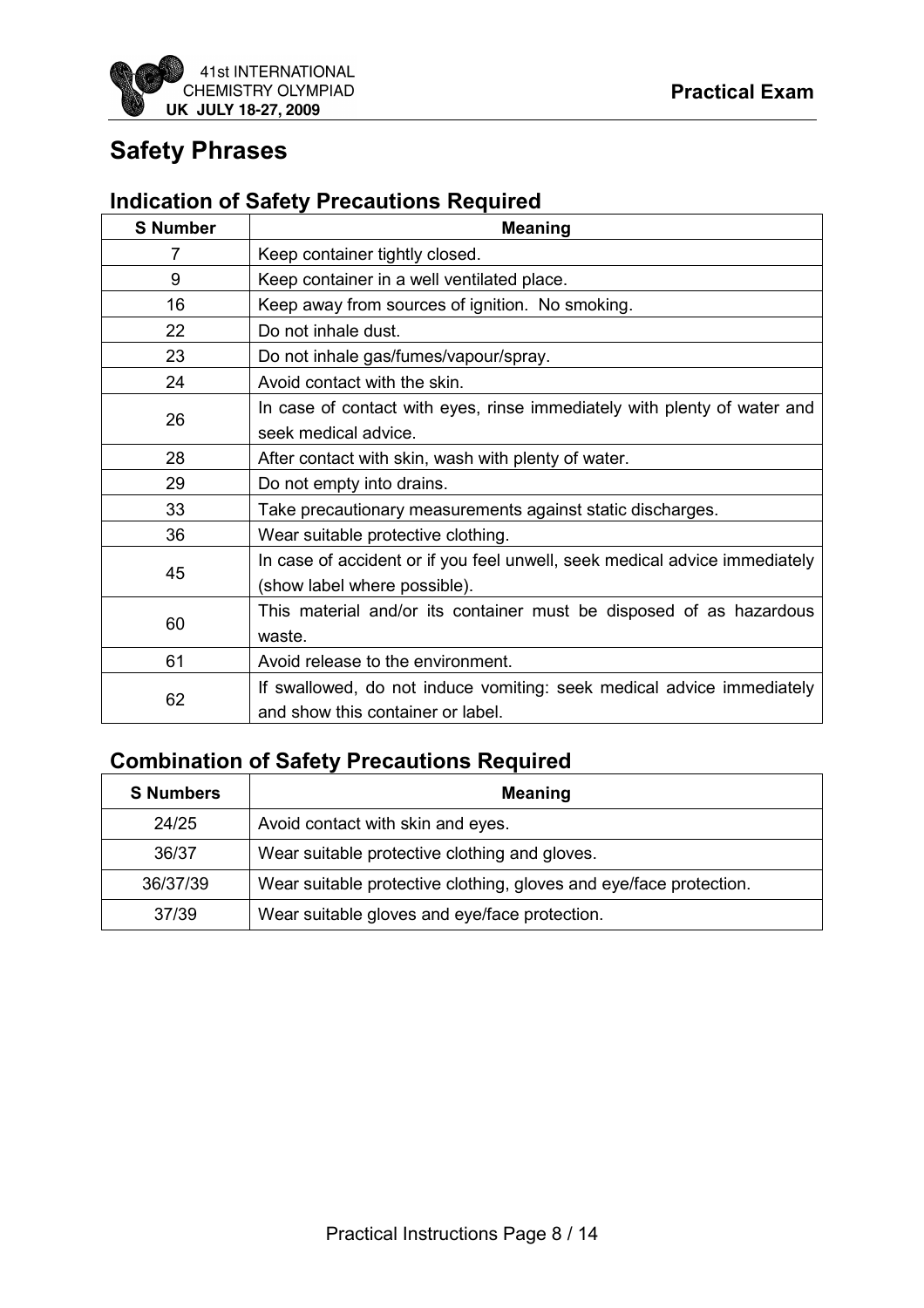# Safety Phrases

## Indication of Safety Precautions Required

| S Number | Meaning |
|---|---|
| 7 | Keep container tightly closed. |
| 9 | Keep container in a well ventilated place. |
| 16 | Keep away from sources of ignition. No smoking. |
| 22 | Do not inhale dust. |
| 23 | Do not inhale gas/fumes/vapour/spray. |
| 24 | Avoid contact with the skin. |
| 26 | In case of contact with eyes, rinse immediately with plenty of water and seek medical advice. |
| 28 | After contact with skin, wash with plenty of water. |
| 29 | Do not empty into drains. |
| 33 | Take precautionary measurements against static discharges. |
| 36 | Wear suitable protective clothing. |
| 45 | In case of accident or if you feel unwell, seek medical advice immediately (show label where possible). |
| 60 | This material and/or its container must be disposed of as hazardous waste. |
| 61 | Avoid release to the environment. |
| 62 | If swallowed, do not induce vomiting: seek medical advice immediately and show this container or label. |

## Combination of Safety Precautions Required

| S Numbers | Meaning |
|---|---|
| 24/25 | Avoid contact with skin and eyes. |
| 36/37 | Wear suitable protective clothing and gloves. |
| 36/37/39 | Wear suitable protective clothing, gloves and eye/face protection. |
| 37/39 | Wear suitable gloves and eye/face protection. |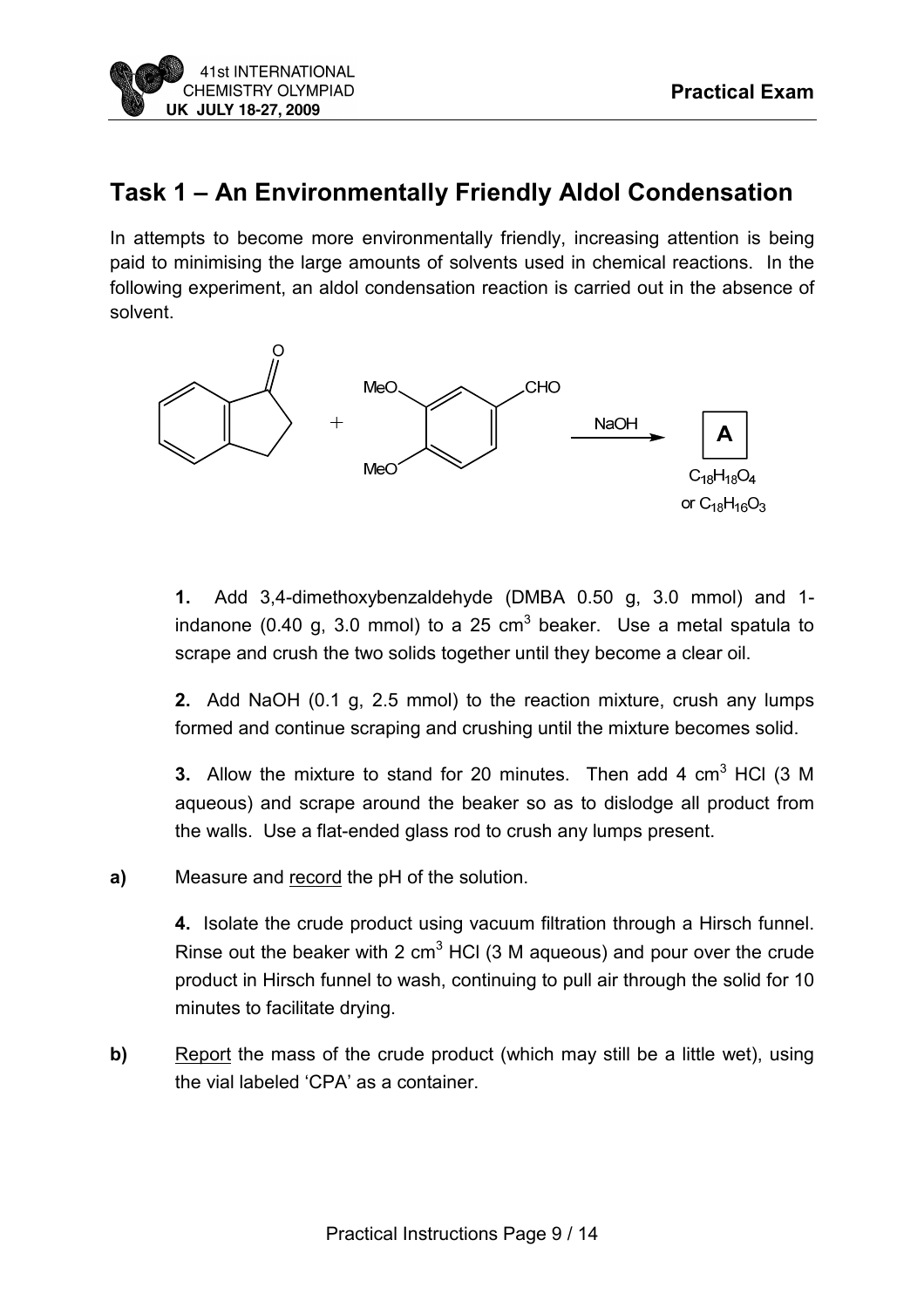## Task 1 – An Environmentally Friendly Aldol Condensation

In attempts to become more environmentally friendly, increasing attention is being paid to minimising the large amounts of solvents used in chemical reactions. In the following experiment, an aldol condensation reaction is carried out in the absence of solvent.

1-indanone + 3,4-dimethoxybenzaldehyde (MeO, MeO, CHO) $\xrightarrow{NaOH}$ **A** ($C_{18}H_{18}O_4$ or $C_{18}H_{16}O_3$)

**1.** Add 3,4-dimethoxybenzaldehyde (DMBA 0.50 g, 3.0 mmol) and 1-indanone (0.40 g, 3.0 mmol) to a 25 $cm^3$ beaker. Use a metal spatula to scrape and crush the two solids together until they become a clear oil.

**2.** Add NaOH (0.1 g, 2.5 mmol) to the reaction mixture, crush any lumps formed and continue scraping and crushing until the mixture becomes solid.

**3.** Allow the mixture to stand for 20 minutes. Then add 4 $cm^3$ HCl (3 M aqueous) and scrape around the beaker so as to dislodge all product from the walls. Use a flat-ended glass rod to crush any lumps present.

**a)** Measure and record the pH of the solution.

**4.** Isolate the crude product using vacuum filtration through a Hirsch funnel. Rinse out the beaker with 2 $cm^3$ HCl (3 M aqueous) and pour over the crude product in Hirsch funnel to wash, continuing to pull air through the solid for 10 minutes to facilitate drying.

**b)** Report the mass of the crude product (which may still be a little wet), using the vial labeled 'CPA' as a container.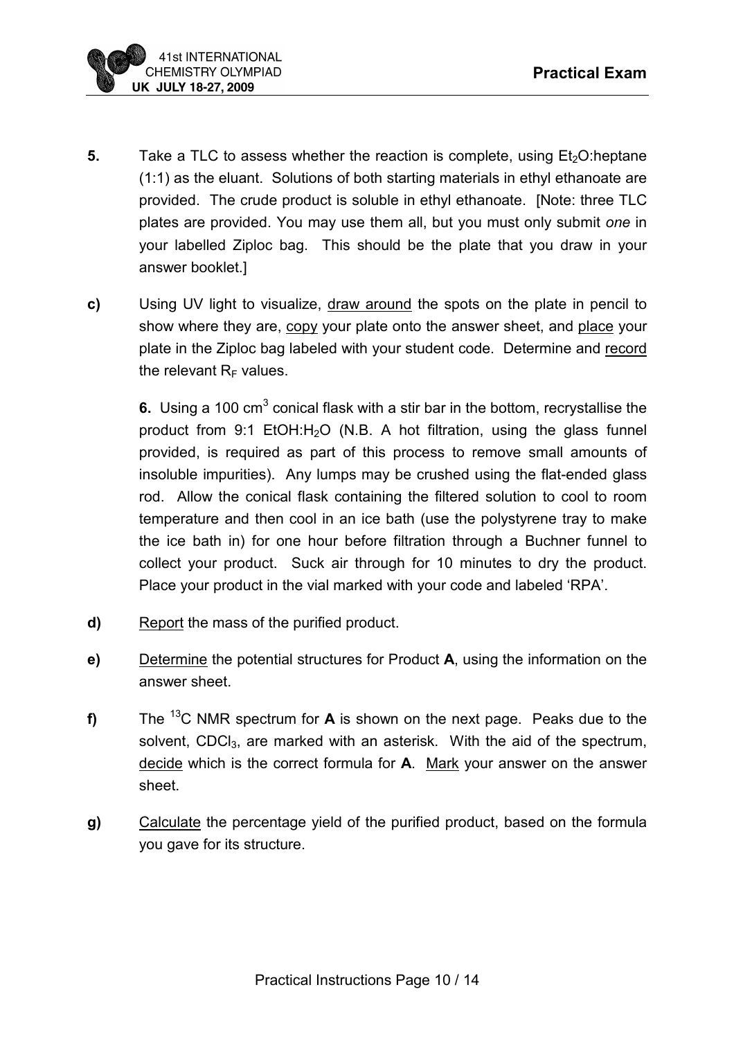**5.** Take a TLC to assess whether the reaction is complete, using $Et_2O$:heptane (1:1) as the eluant. Solutions of both starting materials in ethyl ethanoate are provided. The crude product is soluble in ethyl ethanoate. [Note: three TLC plates are provided. You may use them all, but you must only submit *one* in your labelled Ziploc bag. This should be the plate that you draw in your answer booklet.]

**c)** Using UV light to visualize, draw around the spots on the plate in pencil to show where they are, copy your plate onto the answer sheet, and place your plate in the Ziploc bag labeled with your student code. Determine and record the relevant $R_F$ values.

**6.** Using a 100 $cm^3$ conical flask with a stir bar in the bottom, recrystallise the product from 9:1 EtOH:$H_2O$ (N.B. A hot filtration, using the glass funnel provided, is required as part of this process to remove small amounts of insoluble impurities). Any lumps may be crushed using the flat-ended glass rod. Allow the conical flask containing the filtered solution to cool to room temperature and then cool in an ice bath (use the polystyrene tray to make the ice bath in) for one hour before filtration through a Buchner funnel to collect your product. Suck air through for 10 minutes to dry the product. Place your product in the vial marked with your code and labeled 'RPA'.

**d)** Report the mass of the purified product.

**e)** Determine the potential structures for Product **A**, using the information on the answer sheet.

**f)** The $^{13}C$ NMR spectrum for **A** is shown on the next page. Peaks due to the solvent, $CDCl_3$, are marked with an asterisk. With the aid of the spectrum, decide which is the correct formula for **A**. Mark your answer on the answer sheet.

**g)** Calculate the percentage yield of the purified product, based on the formula you gave for its structure.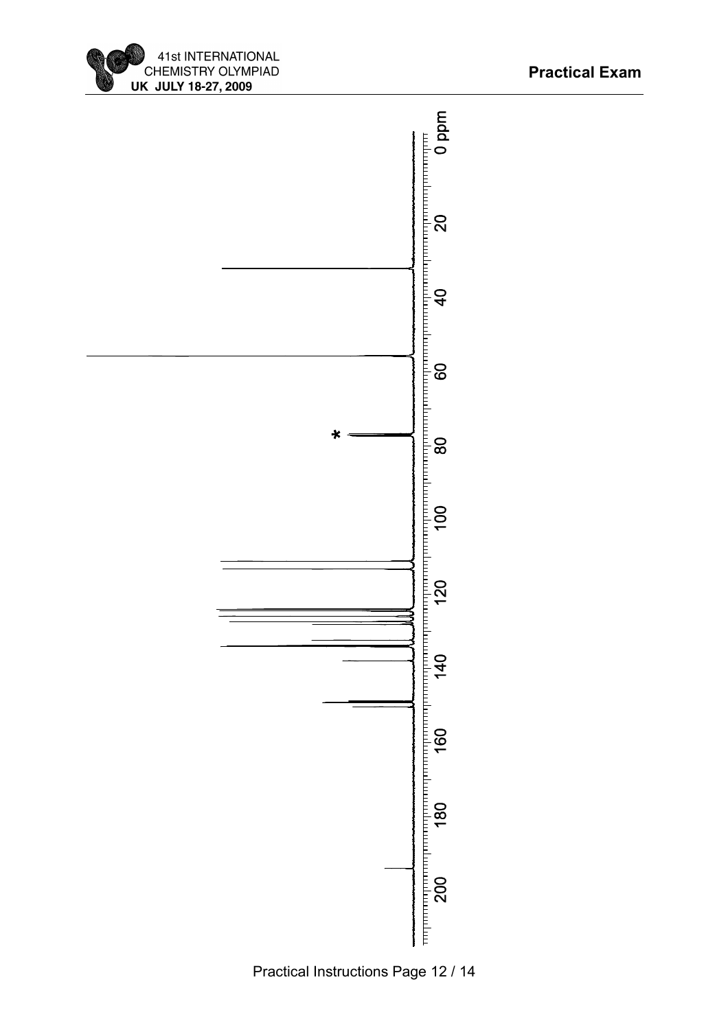0 ppm

20

40

60

*

80

100

120

140

160

180

200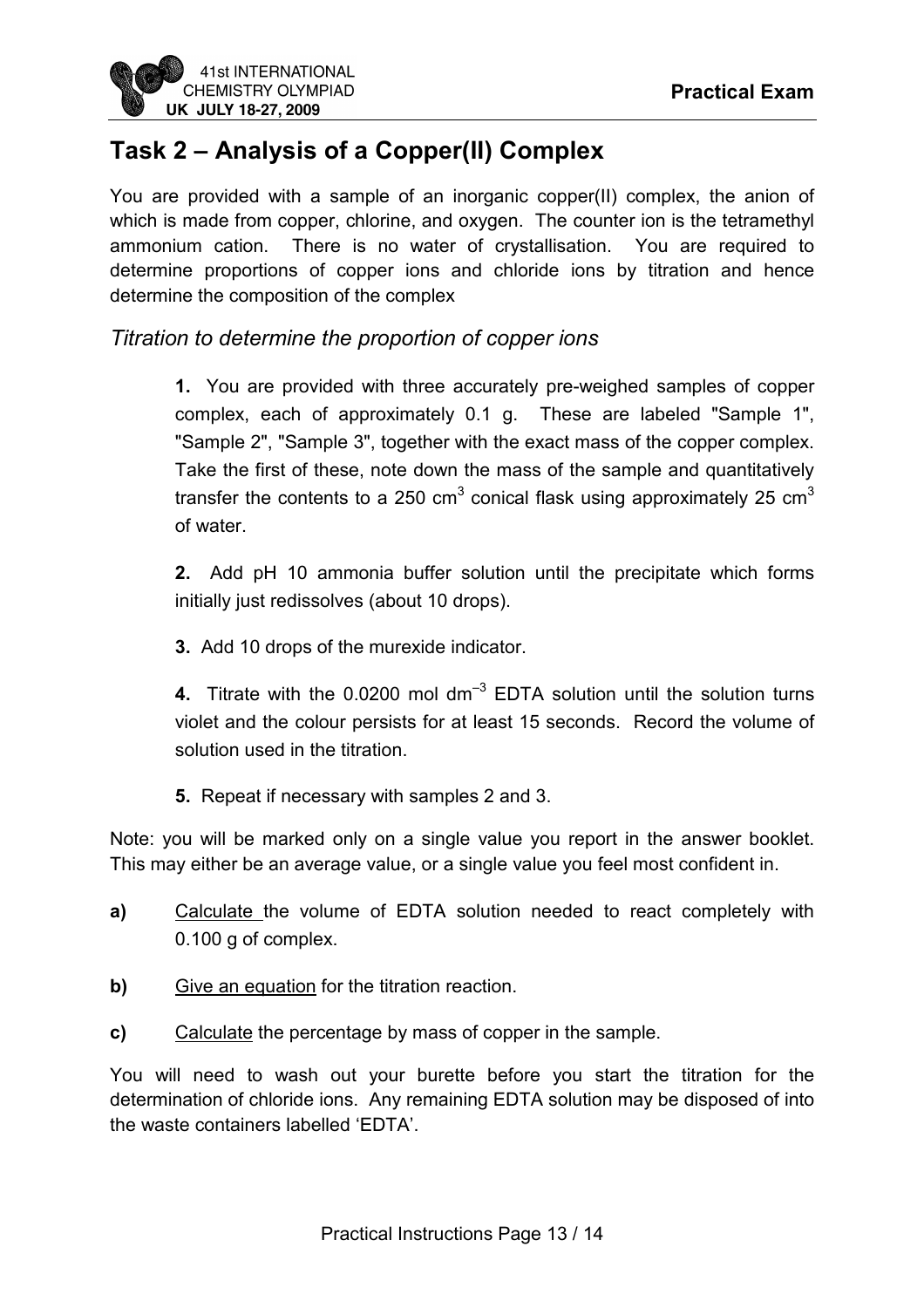# Task 2 – Analysis of a Copper(II) Complex

You are provided with a sample of an inorganic copper(II) complex, the anion of which is made from copper, chlorine, and oxygen. The counter ion is the tetramethyl ammonium cation. There is no water of crystallisation. You are required to determine proportions of copper ions and chloride ions by titration and hence determine the composition of the complex

## *Titration to determine the proportion of copper ions*

**1.** You are provided with three accurately pre-weighed samples of copper complex, each of approximately 0.1 g. These are labeled "Sample 1", "Sample 2", "Sample 3", together with the exact mass of the copper complex. Take the first of these, note down the mass of the sample and quantitatively transfer the contents to a 250 $cm^3$ conical flask using approximately 25 $cm^3$ of water.

**2.** Add pH 10 ammonia buffer solution until the precipitate which forms initially just redissolves (about 10 drops).

**3.** Add 10 drops of the murexide indicator.

**4.** Titrate with the 0.0200 mol $dm^{-3}$ EDTA solution until the solution turns violet and the colour persists for at least 15 seconds. Record the volume of solution used in the titration.

**5.** Repeat if necessary with samples 2 and 3.

Note: you will be marked only on a single value you report in the answer booklet. This may either be an average value, or a single value you feel most confident in.

**a)** Calculate the volume of EDTA solution needed to react completely with 0.100 g of complex.

**b)** Give an equation for the titration reaction.

**c)** Calculate the percentage by mass of copper in the sample.

You will need to wash out your burette before you start the titration for the determination of chloride ions. Any remaining EDTA solution may be disposed of into the waste containers labelled 'EDTA'.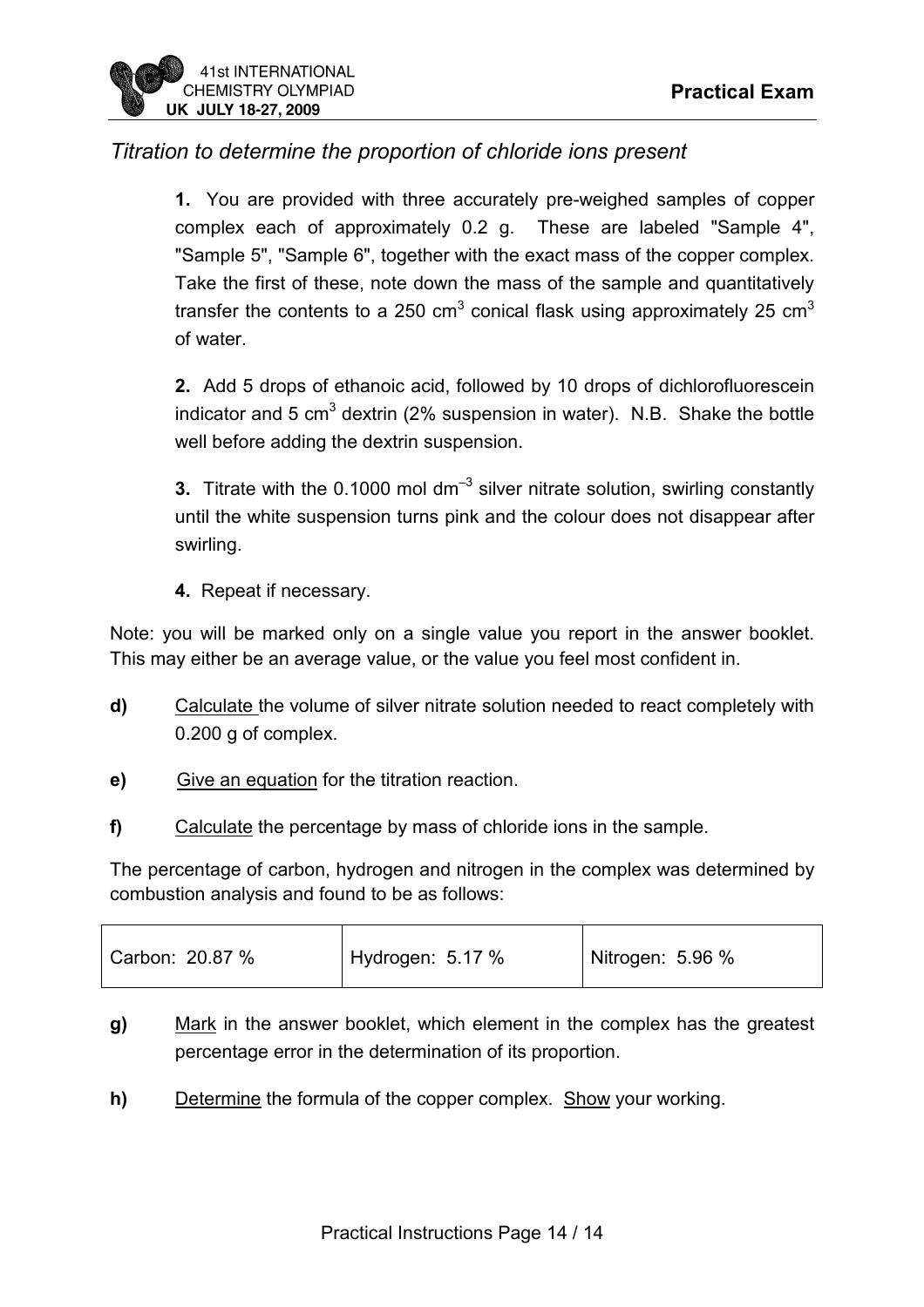*Titration to determine the proportion of chloride ions present*

**1.** You are provided with three accurately pre-weighed samples of copper complex each of approximately 0.2 g. These are labeled "Sample 4", "Sample 5", "Sample 6", together with the exact mass of the copper complex. Take the first of these, note down the mass of the sample and quantitatively transfer the contents to a 250 $cm^3$ conical flask using approximately 25 $cm^3$ of water.

**2.** Add 5 drops of ethanoic acid, followed by 10 drops of dichlorofluorescein indicator and 5 $cm^3$ dextrin (2% suspension in water). N.B. Shake the bottle well before adding the dextrin suspension.

**3.** Titrate with the 0.1000 mol $dm^{-3}$ silver nitrate solution, swirling constantly until the white suspension turns pink and the colour does not disappear after swirling.

**4.** Repeat if necessary.

Note: you will be marked only on a single value you report in the answer booklet. This may either be an average value, or the value you feel most confident in.

**d)** Calculate the volume of silver nitrate solution needed to react completely with 0.200 g of complex.

**e)** Give an equation for the titration reaction.

**f)** Calculate the percentage by mass of chloride ions in the sample.

The percentage of carbon, hydrogen and nitrogen in the complex was determined by combustion analysis and found to be as follows:

| Carbon: 20.87 % | Hydrogen: 5.17 % | Nitrogen: 5.96 % |
|---|---|---|

**g)** Mark in the answer booklet, which element in the complex has the greatest percentage error in the determination of its proportion.

**h)** Determine the formula of the copper complex. Show your working.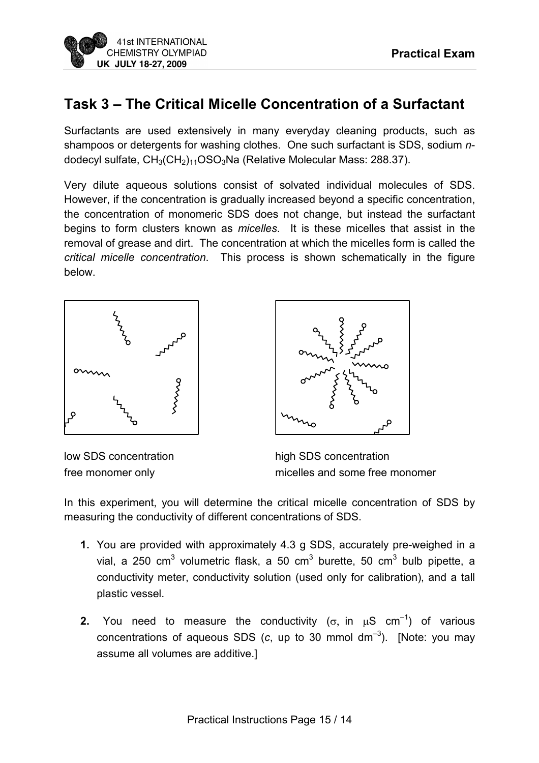## Task 3 – The Critical Micelle Concentration of a Surfactant

Surfactants are used extensively in many everyday cleaning products, such as shampoos or detergents for washing clothes. One such surfactant is SDS, sodium *n*-dodecyl sulfate, $CH_3(CH_2)_{11}OSO_3Na$ (Relative Molecular Mass: 288.37).

Very dilute aqueous solutions consist of solvated individual molecules of SDS. However, if the concentration is gradually increased beyond a specific concentration, the concentration of monomeric SDS does not change, but instead the surfactant begins to form clusters known as *micelles*. It is these micelles that assist in the removal of grease and dirt. The concentration at which the micelles form is called the *critical micelle concentration*. This process is shown schematically in the figure below.

low SDS concentration
free monomer only

high SDS concentration
micelles and some free monomer

In this experiment, you will determine the critical micelle concentration of SDS by measuring the conductivity of different concentrations of SDS.

1. You are provided with approximately 4.3 g SDS, accurately pre-weighed in a vial, a 250 $cm^3$ volumetric flask, a 50 $cm^3$ burette, 50 $cm^3$ bulb pipette, a conductivity meter, conductivity solution (used only for calibration), and a tall plastic vessel.

2. You need to measure the conductivity ($\sigma$, in $\mu S\ cm^{-1}$) of various concentrations of aqueous SDS ($c$, up to 30 mmol $dm^{-3}$). [Note: you may assume all volumes are additive.]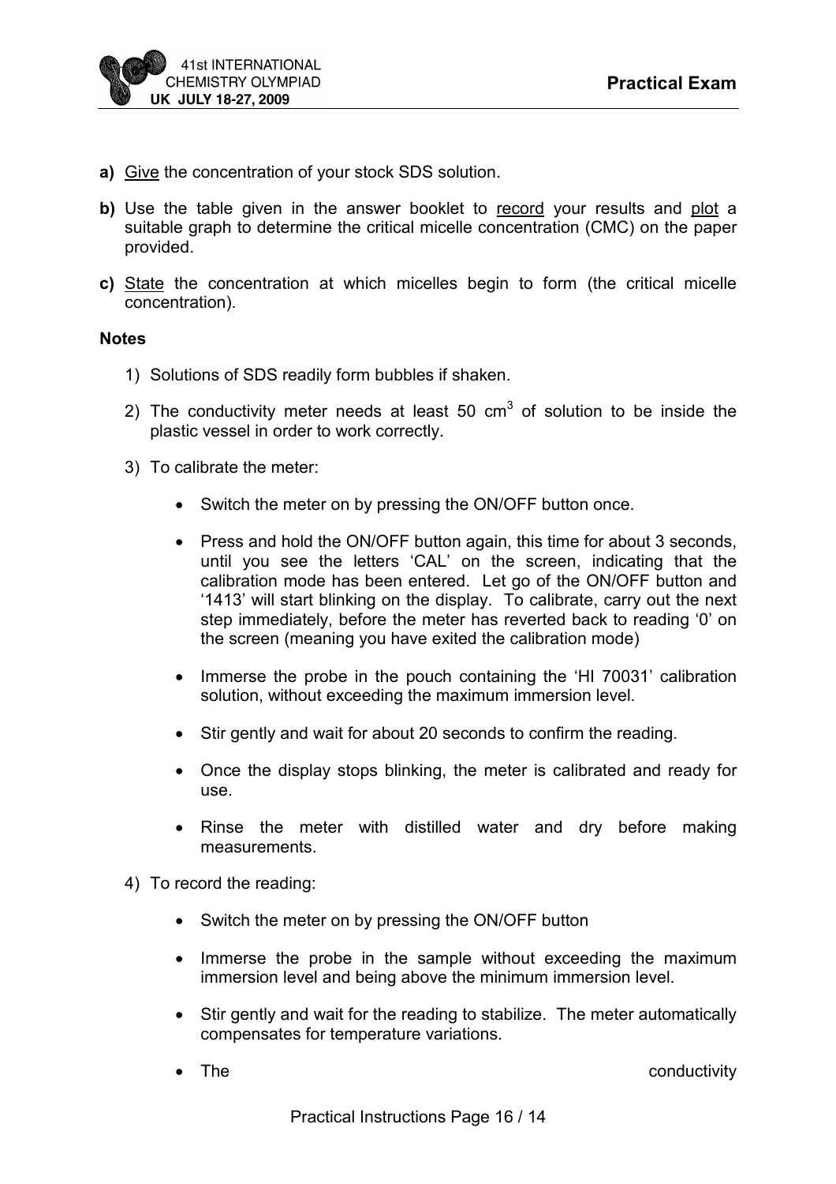**a)** <u>Give</u> the concentration of your stock SDS solution.

**b)** Use the table given in the answer booklet to <u>record</u> your results and <u>plot</u> a suitable graph to determine the critical micelle concentration (CMC) on the paper provided.

**c)** <u>State</u> the concentration at which micelles begin to form (the critical micelle concentration).

**Notes**

1) Solutions of SDS readily form bubbles if shaken.

2) The conductivity meter needs at least 50 $cm^3$ of solution to be inside the plastic vessel in order to work correctly.

3) To calibrate the meter:

   - Switch the meter on by pressing the ON/OFF button once.
   - Press and hold the ON/OFF button again, this time for about 3 seconds, until you see the letters 'CAL' on the screen, indicating that the calibration mode has been entered. Let go of the ON/OFF button and '1413' will start blinking on the display. To calibrate, carry out the next step immediately, before the meter has reverted back to reading '0' on the screen (meaning you have exited the calibration mode)
   - Immerse the probe in the pouch containing the 'HI 70031' calibration solution, without exceeding the maximum immersion level.
   - Stir gently and wait for about 20 seconds to confirm the reading.
   - Once the display stops blinking, the meter is calibrated and ready for use.
   - Rinse the meter with distilled water and dry before making measurements.

4) To record the reading:

   - Switch the meter on by pressing the ON/OFF button
   - Immerse the probe in the sample without exceeding the maximum immersion level and being above the minimum immersion level.
   - Stir gently and wait for the reading to stabilize. The meter automatically compensates for temperature variations.
   - The conductivity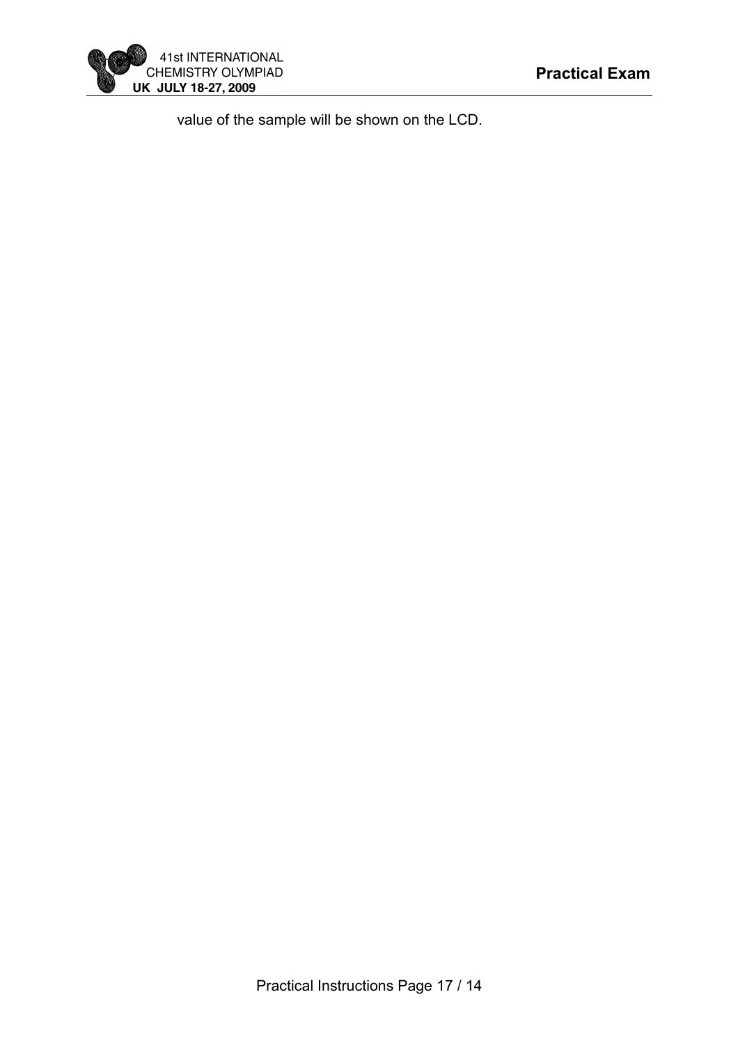value of the sample will be shown on the LCD.